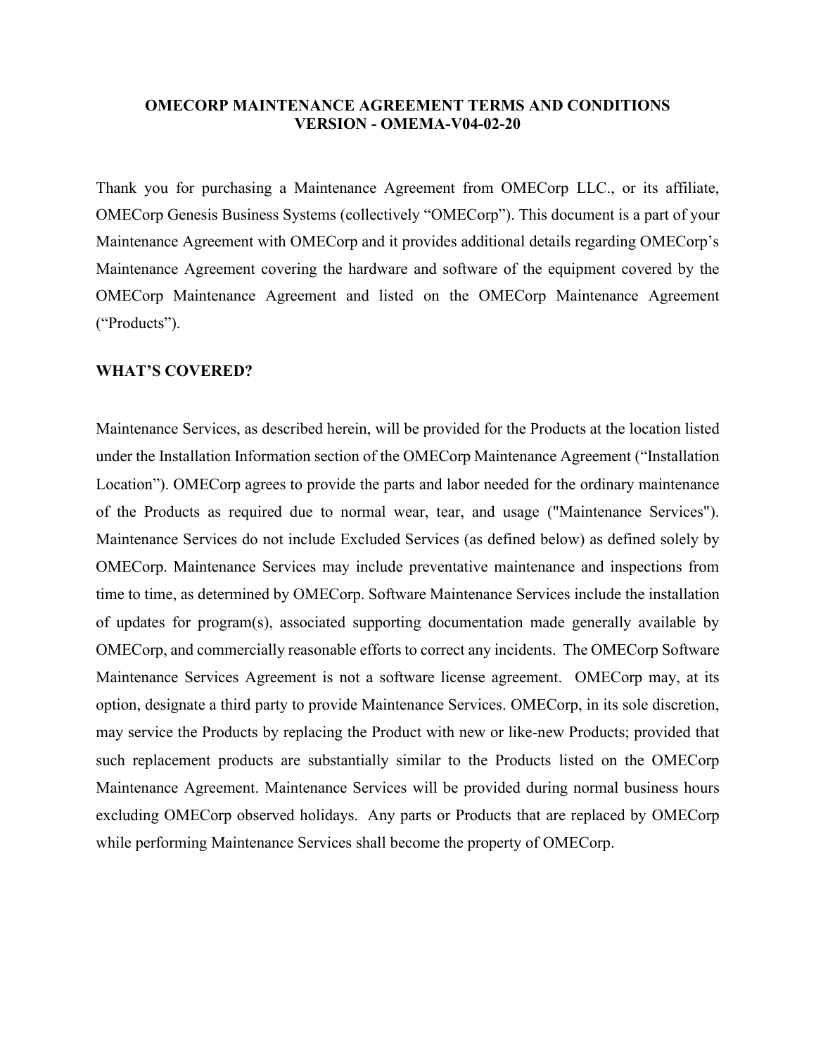# OMECORP MAINTENANCE AGREEMENT TERMS AND CONDITIONS
# VERSION - OMEMA-V04-02-20

Thank you for purchasing a Maintenance Agreement from OMECorp LLC., or its affiliate, OMECorp Genesis Business Systems (collectively "OMECorp"). This document is a part of your Maintenance Agreement with OMECorp and it provides additional details regarding OMECorp's Maintenance Agreement covering the hardware and software of the equipment covered by the OMECorp Maintenance Agreement and listed on the OMECorp Maintenance Agreement ("Products").

## WHAT'S COVERED?

Maintenance Services, as described herein, will be provided for the Products at the location listed under the Installation Information section of the OMECorp Maintenance Agreement ("Installation Location"). OMECorp agrees to provide the parts and labor needed for the ordinary maintenance of the Products as required due to normal wear, tear, and usage ("Maintenance Services"). Maintenance Services do not include Excluded Services (as defined below) as defined solely by OMECorp. Maintenance Services may include preventative maintenance and inspections from time to time, as determined by OMECorp. Software Maintenance Services include the installation of updates for program(s), associated supporting documentation made generally available by OMECorp, and commercially reasonable efforts to correct any incidents. The OMECorp Software Maintenance Services Agreement is not a software license agreement. OMECorp may, at its option, designate a third party to provide Maintenance Services. OMECorp, in its sole discretion, may service the Products by replacing the Product with new or like-new Products; provided that such replacement products are substantially similar to the Products listed on the OMECorp Maintenance Agreement. Maintenance Services will be provided during normal business hours excluding OMECorp observed holidays. Any parts or Products that are replaced by OMECorp while performing Maintenance Services shall become the property of OMECorp.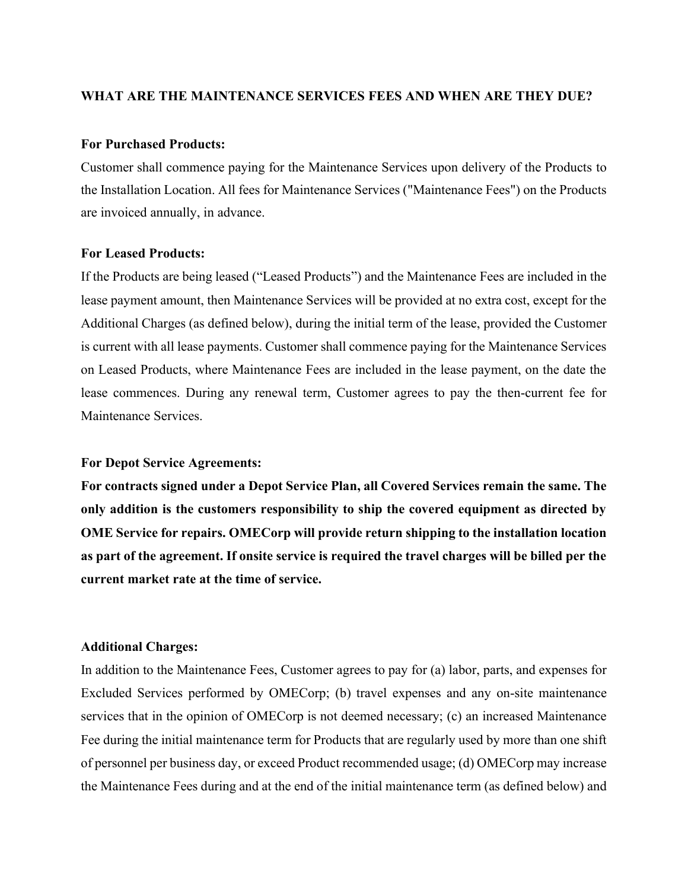**WHAT ARE THE MAINTENANCE SERVICES FEES AND WHEN ARE THEY DUE?**

**For Purchased Products:**

Customer shall commence paying for the Maintenance Services upon delivery of the Products to the Installation Location. All fees for Maintenance Services ("Maintenance Fees") on the Products are invoiced annually, in advance.

**For Leased Products:**

If the Products are being leased ("Leased Products") and the Maintenance Fees are included in the lease payment amount, then Maintenance Services will be provided at no extra cost, except for the Additional Charges (as defined below), during the initial term of the lease, provided the Customer is current with all lease payments. Customer shall commence paying for the Maintenance Services on Leased Products, where Maintenance Fees are included in the lease payment, on the date the lease commences. During any renewal term, Customer agrees to pay the then-current fee for Maintenance Services.

**For Depot Service Agreements:**

**For contracts signed under a Depot Service Plan, all Covered Services remain the same. The only addition is the customers responsibility to ship the covered equipment as directed by OME Service for repairs. OMECorp will provide return shipping to the installation location as part of the agreement. If onsite service is required the travel charges will be billed per the current market rate at the time of service.**

**Additional Charges:**

In addition to the Maintenance Fees, Customer agrees to pay for (a) labor, parts, and expenses for Excluded Services performed by OMECorp; (b) travel expenses and any on-site maintenance services that in the opinion of OMECorp is not deemed necessary; (c) an increased Maintenance Fee during the initial maintenance term for Products that are regularly used by more than one shift of personnel per business day, or exceed Product recommended usage; (d) OMECorp may increase the Maintenance Fees during and at the end of the initial maintenance term (as defined below) and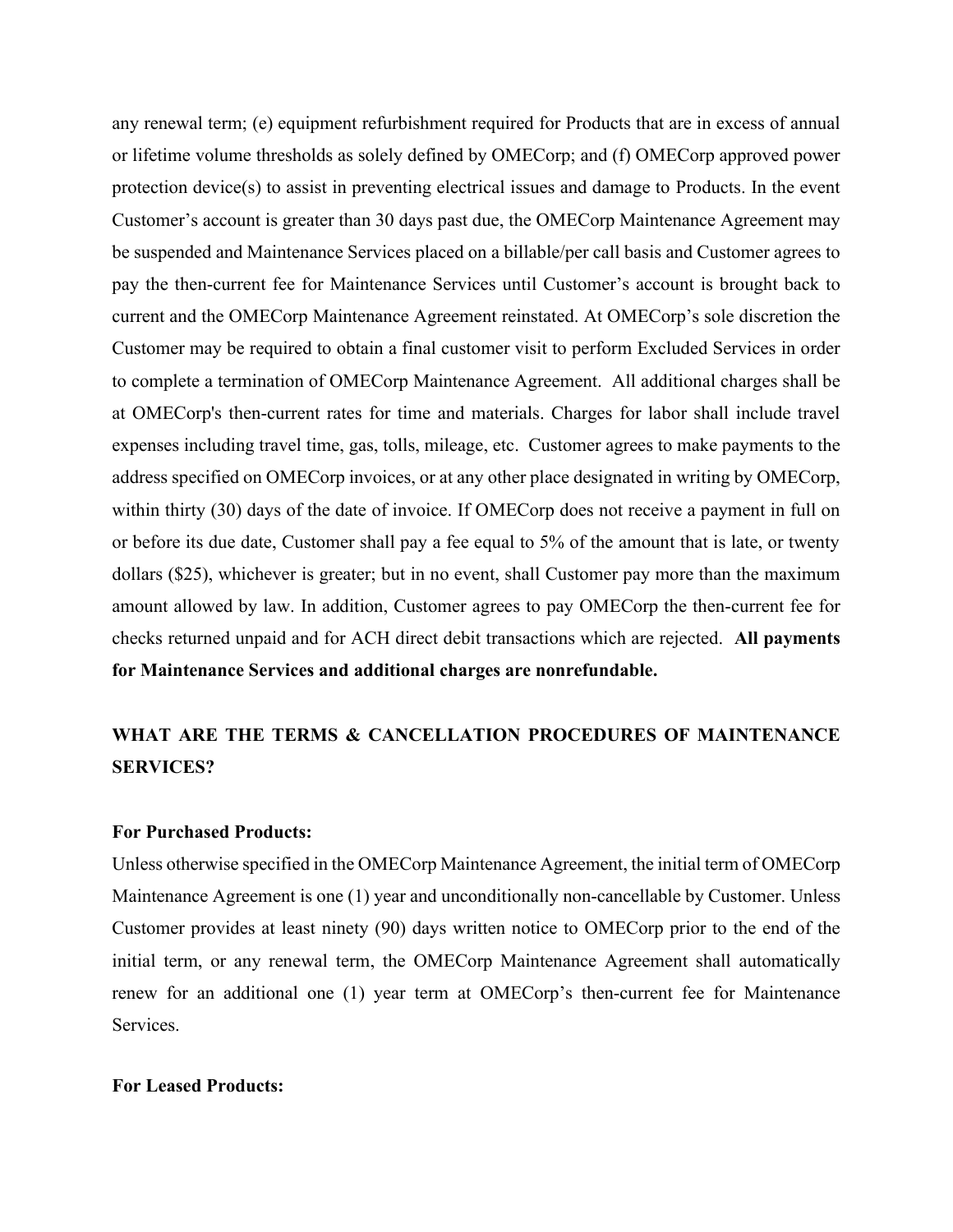any renewal term; (e) equipment refurbishment required for Products that are in excess of annual or lifetime volume thresholds as solely defined by OMECorp; and (f) OMECorp approved power protection device(s) to assist in preventing electrical issues and damage to Products. In the event Customer's account is greater than 30 days past due, the OMECorp Maintenance Agreement may be suspended and Maintenance Services placed on a billable/per call basis and Customer agrees to pay the then-current fee for Maintenance Services until Customer's account is brought back to current and the OMECorp Maintenance Agreement reinstated. At OMECorp's sole discretion the Customer may be required to obtain a final customer visit to perform Excluded Services in order to complete a termination of OMECorp Maintenance Agreement. All additional charges shall be at OMECorp's then-current rates for time and materials. Charges for labor shall include travel expenses including travel time, gas, tolls, mileage, etc. Customer agrees to make payments to the address specified on OMECorp invoices, or at any other place designated in writing by OMECorp, within thirty (30) days of the date of invoice. If OMECorp does not receive a payment in full on or before its due date, Customer shall pay a fee equal to 5% of the amount that is late, or twenty dollars ($25), whichever is greater; but in no event, shall Customer pay more than the maximum amount allowed by law. In addition, Customer agrees to pay OMECorp the then-current fee for checks returned unpaid and for ACH direct debit transactions which are rejected. **All payments for Maintenance Services and additional charges are nonrefundable.**

## WHAT ARE THE TERMS & CANCELLATION PROCEDURES OF MAINTENANCE SERVICES?

**For Purchased Products:**

Unless otherwise specified in the OMECorp Maintenance Agreement, the initial term of OMECorp Maintenance Agreement is one (1) year and unconditionally non-cancellable by Customer. Unless Customer provides at least ninety (90) days written notice to OMECorp prior to the end of the initial term, or any renewal term, the OMECorp Maintenance Agreement shall automatically renew for an additional one (1) year term at OMECorp's then-current fee for Maintenance Services.

**For Leased Products:**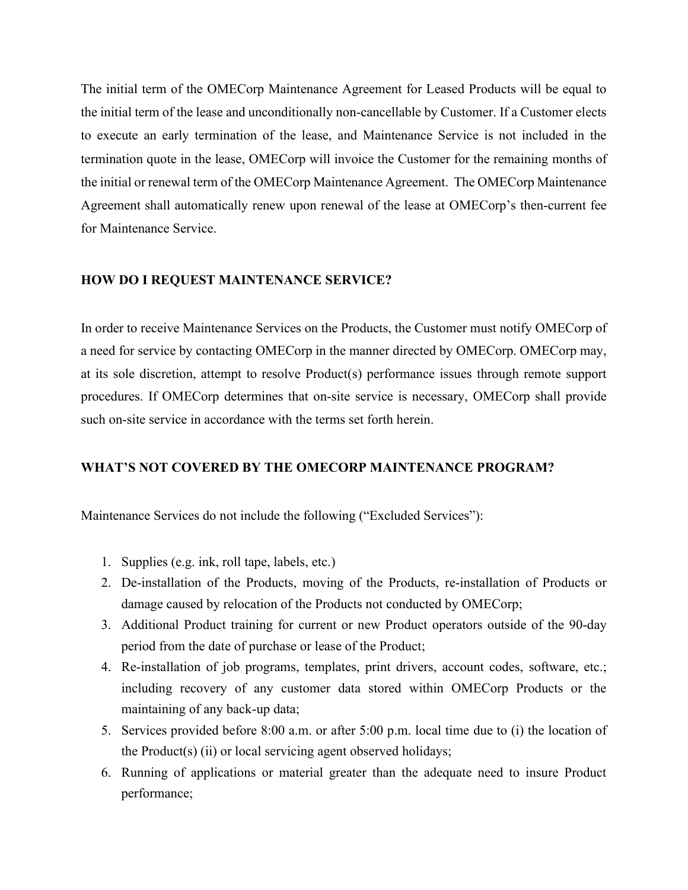The initial term of the OMECorp Maintenance Agreement for Leased Products will be equal to the initial term of the lease and unconditionally non-cancellable by Customer. If a Customer elects to execute an early termination of the lease, and Maintenance Service is not included in the termination quote in the lease, OMECorp will invoice the Customer for the remaining months of the initial or renewal term of the OMECorp Maintenance Agreement. The OMECorp Maintenance Agreement shall automatically renew upon renewal of the lease at OMECorp's then-current fee for Maintenance Service.

**HOW DO I REQUEST MAINTENANCE SERVICE?**

In order to receive Maintenance Services on the Products, the Customer must notify OMECorp of a need for service by contacting OMECorp in the manner directed by OMECorp. OMECorp may, at its sole discretion, attempt to resolve Product(s) performance issues through remote support procedures. If OMECorp determines that on-site service is necessary, OMECorp shall provide such on-site service in accordance with the terms set forth herein.

**WHAT'S NOT COVERED BY THE OMECORP MAINTENANCE PROGRAM?**

Maintenance Services do not include the following ("Excluded Services"):

1. Supplies (e.g. ink, roll tape, labels, etc.)
2. De-installation of the Products, moving of the Products, re-installation of Products or damage caused by relocation of the Products not conducted by OMECorp;
3. Additional Product training for current or new Product operators outside of the 90-day period from the date of purchase or lease of the Product;
4. Re-installation of job programs, templates, print drivers, account codes, software, etc.; including recovery of any customer data stored within OMECorp Products or the maintaining of any back-up data;
5. Services provided before 8:00 a.m. or after 5:00 p.m. local time due to (i) the location of the Product(s) (ii) or local servicing agent observed holidays;
6. Running of applications or material greater than the adequate need to insure Product performance;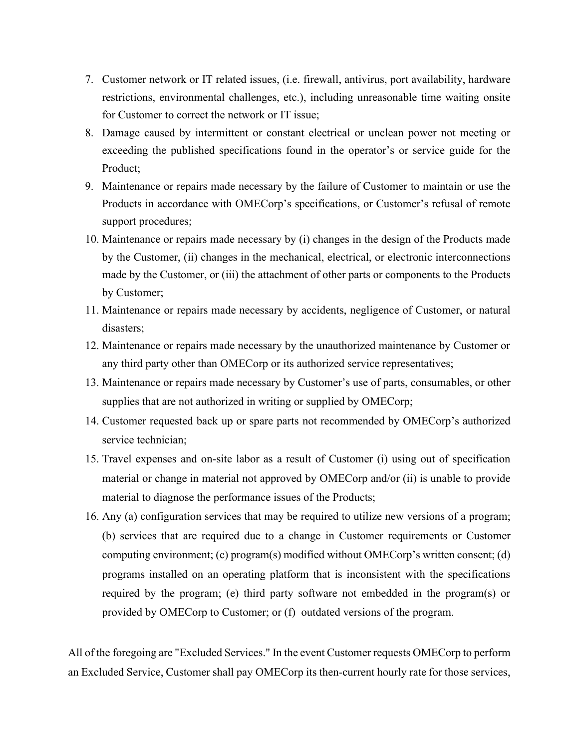7. Customer network or IT related issues, (i.e. firewall, antivirus, port availability, hardware restrictions, environmental challenges, etc.), including unreasonable time waiting onsite for Customer to correct the network or IT issue;
8. Damage caused by intermittent or constant electrical or unclean power not meeting or exceeding the published specifications found in the operator's or service guide for the Product;
9. Maintenance or repairs made necessary by the failure of Customer to maintain or use the Products in accordance with OMECorp's specifications, or Customer's refusal of remote support procedures;
10. Maintenance or repairs made necessary by (i) changes in the design of the Products made by the Customer, (ii) changes in the mechanical, electrical, or electronic interconnections made by the Customer, or (iii) the attachment of other parts or components to the Products by Customer;
11. Maintenance or repairs made necessary by accidents, negligence of Customer, or natural disasters;
12. Maintenance or repairs made necessary by the unauthorized maintenance by Customer or any third party other than OMECorp or its authorized service representatives;
13. Maintenance or repairs made necessary by Customer's use of parts, consumables, or other supplies that are not authorized in writing or supplied by OMECorp;
14. Customer requested back up or spare parts not recommended by OMECorp's authorized service technician;
15. Travel expenses and on-site labor as a result of Customer (i) using out of specification material or change in material not approved by OMECorp and/or (ii) is unable to provide material to diagnose the performance issues of the Products;
16. Any (a) configuration services that may be required to utilize new versions of a program; (b) services that are required due to a change in Customer requirements or Customer computing environment; (c) program(s) modified without OMECorp's written consent; (d) programs installed on an operating platform that is inconsistent with the specifications required by the program; (e) third party software not embedded in the program(s) or provided by OMECorp to Customer; or (f) outdated versions of the program.

All of the foregoing are "Excluded Services." In the event Customer requests OMECorp to perform an Excluded Service, Customer shall pay OMECorp its then-current hourly rate for those services,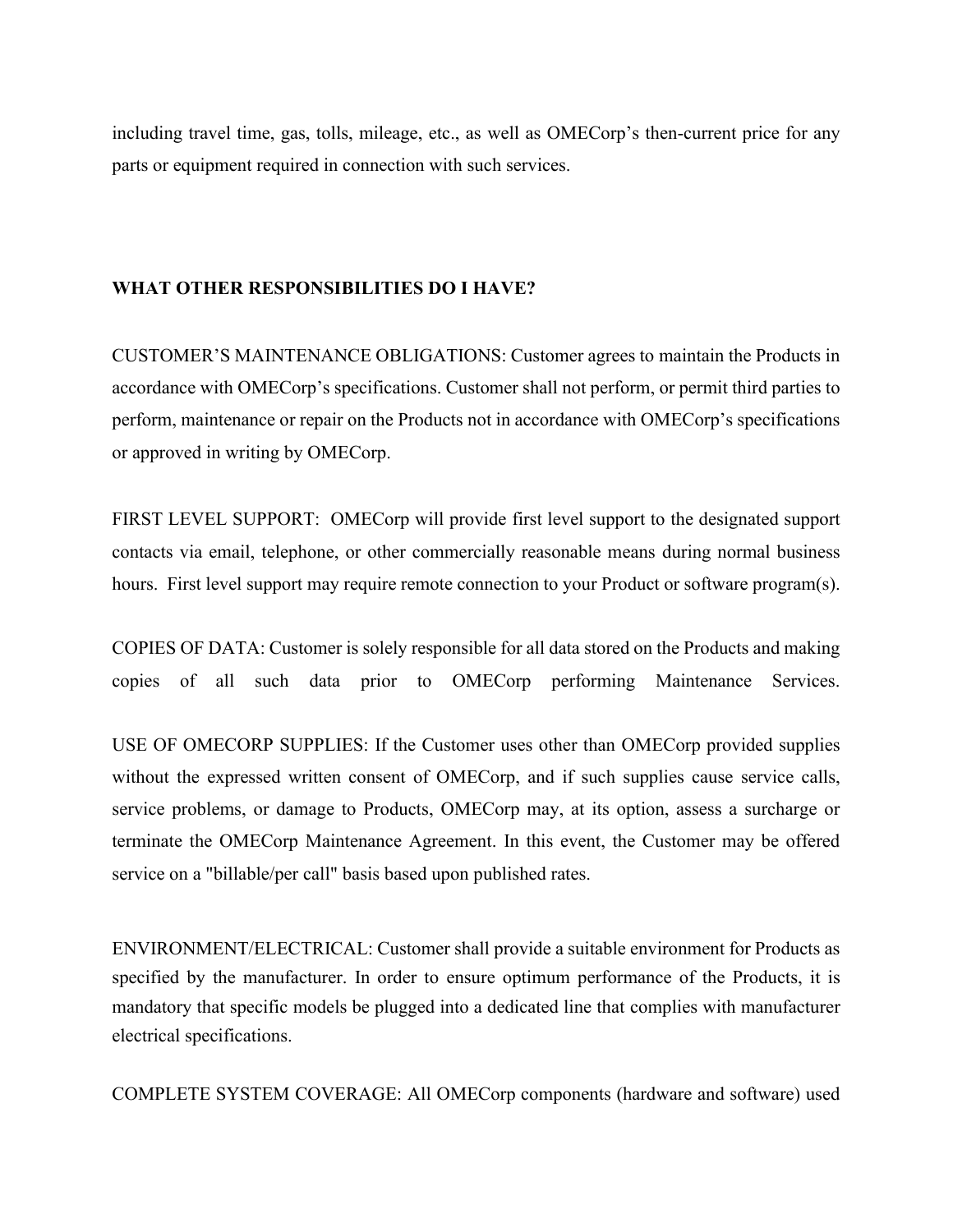including travel time, gas, tolls, mileage, etc., as well as OMECorp's then-current price for any parts or equipment required in connection with such services.

## WHAT OTHER RESPONSIBILITIES DO I HAVE?

CUSTOMER'S MAINTENANCE OBLIGATIONS: Customer agrees to maintain the Products in accordance with OMECorp's specifications. Customer shall not perform, or permit third parties to perform, maintenance or repair on the Products not in accordance with OMECorp's specifications or approved in writing by OMECorp.

FIRST LEVEL SUPPORT: OMECorp will provide first level support to the designated support contacts via email, telephone, or other commercially reasonable means during normal business hours. First level support may require remote connection to your Product or software program(s).

COPIES OF DATA: Customer is solely responsible for all data stored on the Products and making copies of all such data prior to OMECorp performing Maintenance Services.

USE OF OMECORP SUPPLIES: If the Customer uses other than OMECorp provided supplies without the expressed written consent of OMECorp, and if such supplies cause service calls, service problems, or damage to Products, OMECorp may, at its option, assess a surcharge or terminate the OMECorp Maintenance Agreement. In this event, the Customer may be offered service on a "billable/per call" basis based upon published rates.

ENVIRONMENT/ELECTRICAL: Customer shall provide a suitable environment for Products as specified by the manufacturer. In order to ensure optimum performance of the Products, it is mandatory that specific models be plugged into a dedicated line that complies with manufacturer electrical specifications.

COMPLETE SYSTEM COVERAGE: All OMECorp components (hardware and software) used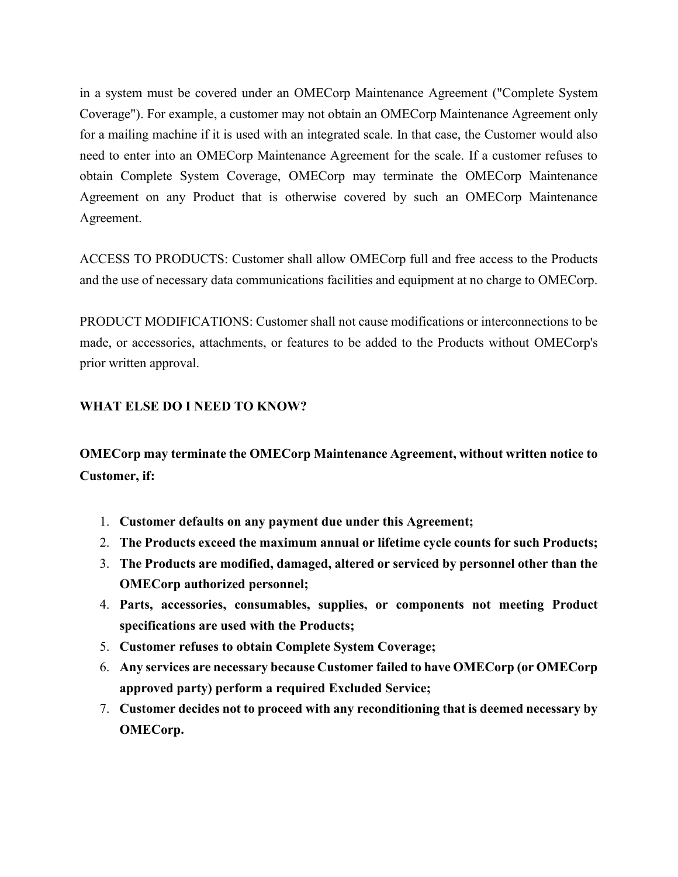in a system must be covered under an OMECorp Maintenance Agreement ("Complete System Coverage"). For example, a customer may not obtain an OMECorp Maintenance Agreement only for a mailing machine if it is used with an integrated scale. In that case, the Customer would also need to enter into an OMECorp Maintenance Agreement for the scale. If a customer refuses to obtain Complete System Coverage, OMECorp may terminate the OMECorp Maintenance Agreement on any Product that is otherwise covered by such an OMECorp Maintenance Agreement.

ACCESS TO PRODUCTS: Customer shall allow OMECorp full and free access to the Products and the use of necessary data communications facilities and equipment at no charge to OMECorp.

PRODUCT MODIFICATIONS: Customer shall not cause modifications or interconnections to be made, or accessories, attachments, or features to be added to the Products without OMECorp's prior written approval.

## WHAT ELSE DO I NEED TO KNOW?

**OMECorp may terminate the OMECorp Maintenance Agreement, without written notice to Customer, if:**

1. **Customer defaults on any payment due under this Agreement;**
2. **The Products exceed the maximum annual or lifetime cycle counts for such Products;**
3. **The Products are modified, damaged, altered or serviced by personnel other than the OMECorp authorized personnel;**
4. **Parts, accessories, consumables, supplies, or components not meeting Product specifications are used with the Products;**
5. **Customer refuses to obtain Complete System Coverage;**
6. **Any services are necessary because Customer failed to have OMECorp (or OMECorp approved party) perform a required Excluded Service;**
7. **Customer decides not to proceed with any reconditioning that is deemed necessary by OMECorp.**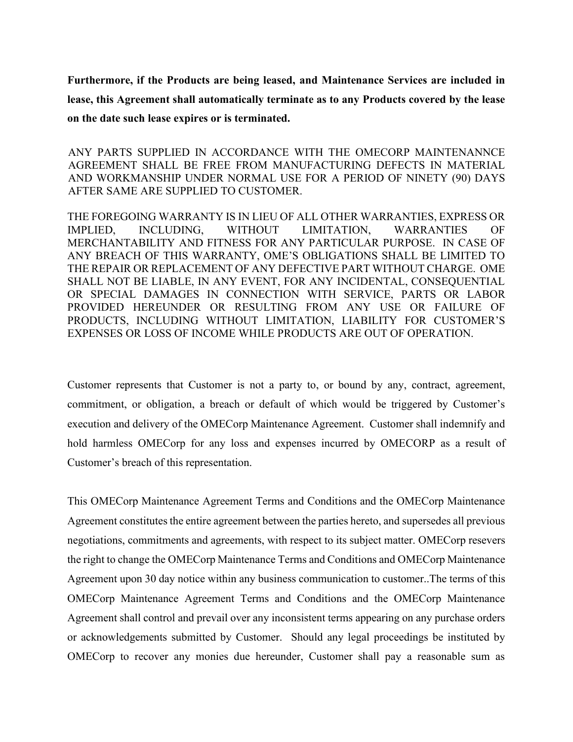**Furthermore, if the Products are being leased, and Maintenance Services are included in lease, this Agreement shall automatically terminate as to any Products covered by the lease on the date such lease expires or is terminated.**

ANY PARTS SUPPLIED IN ACCORDANCE WITH THE OMECORP MAINTENANNCE AGREEMENT SHALL BE FREE FROM MANUFACTURING DEFECTS IN MATERIAL AND WORKMANSHIP UNDER NORMAL USE FOR A PERIOD OF NINETY (90) DAYS AFTER SAME ARE SUPPLIED TO CUSTOMER.

THE FOREGOING WARRANTY IS IN LIEU OF ALL OTHER WARRANTIES, EXPRESS OR IMPLIED, INCLUDING, WITHOUT LIMITATION, WARRANTIES OF MERCHANTABILITY AND FITNESS FOR ANY PARTICULAR PURPOSE. IN CASE OF ANY BREACH OF THIS WARRANTY, OME'S OBLIGATIONS SHALL BE LIMITED TO THE REPAIR OR REPLACEMENT OF ANY DEFECTIVE PART WITHOUT CHARGE. OME SHALL NOT BE LIABLE, IN ANY EVENT, FOR ANY INCIDENTAL, CONSEQUENTIAL OR SPECIAL DAMAGES IN CONNECTION WITH SERVICE, PARTS OR LABOR PROVIDED HEREUNDER OR RESULTING FROM ANY USE OR FAILURE OF PRODUCTS, INCLUDING WITHOUT LIMITATION, LIABILITY FOR CUSTOMER'S EXPENSES OR LOSS OF INCOME WHILE PRODUCTS ARE OUT OF OPERATION.

Customer represents that Customer is not a party to, or bound by any, contract, agreement, commitment, or obligation, a breach or default of which would be triggered by Customer's execution and delivery of the OMECorp Maintenance Agreement. Customer shall indemnify and hold harmless OMECorp for any loss and expenses incurred by OMECORP as a result of Customer's breach of this representation.

This OMECorp Maintenance Agreement Terms and Conditions and the OMECorp Maintenance Agreement constitutes the entire agreement between the parties hereto, and supersedes all previous negotiations, commitments and agreements, with respect to its subject matter. OMECorp resevers the right to change the OMECorp Maintenance Terms and Conditions and OMECorp Maintenance Agreement upon 30 day notice within any business communication to customer..The terms of this OMECorp Maintenance Agreement Terms and Conditions and the OMECorp Maintenance Agreement shall control and prevail over any inconsistent terms appearing on any purchase orders or acknowledgements submitted by Customer. Should any legal proceedings be instituted by OMECorp to recover any monies due hereunder, Customer shall pay a reasonable sum as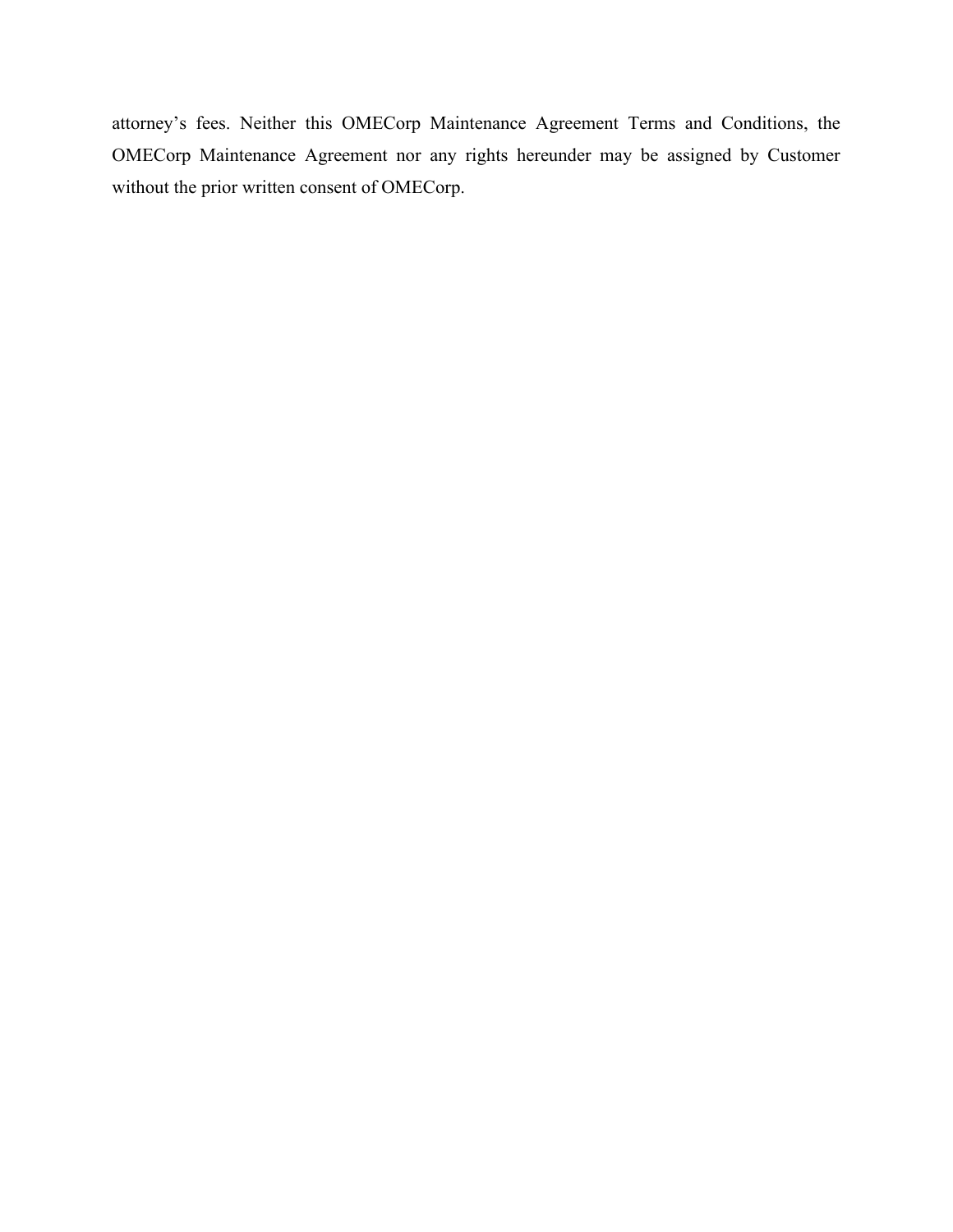attorney’s fees. Neither this OMECorp Maintenance Agreement Terms and Conditions, the OMECorp Maintenance Agreement nor any rights hereunder may be assigned by Customer without the prior written consent of OMECorp.